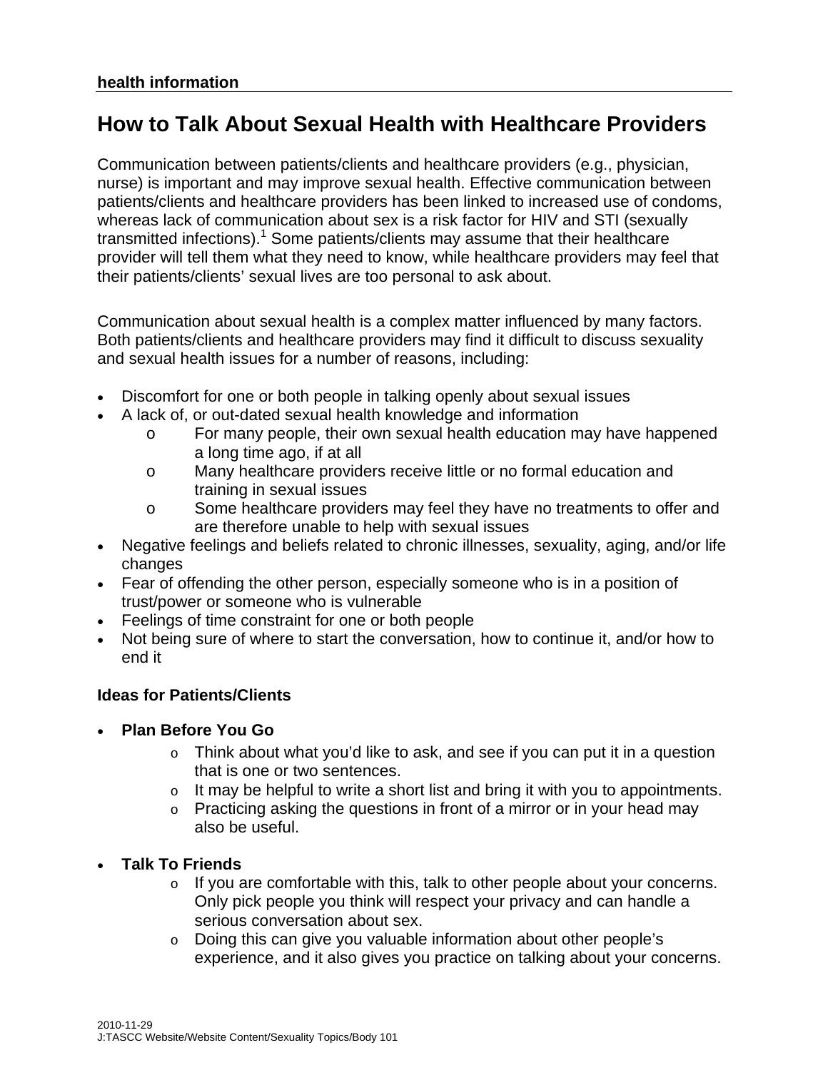health information

# How to Talk About Sexual Health with Healthcare Providers

Communication between patients/clients and healthcare providers (e.g., physician, nurse) is important and may improve sexual health. Effective communication between patients/clients and healthcare providers has been linked to increased use of condoms, whereas lack of communication about sex is a risk factor for HIV and STI (sexually transmitted infections).[1] Some patients/clients may assume that their healthcare provider will tell them what they need to know, while healthcare providers may feel that their patients/clients' sexual lives are too personal to ask about.

Communication about sexual health is a complex matter influenced by many factors. Both patients/clients and healthcare providers may find it difficult to discuss sexuality and sexual health issues for a number of reasons, including:

- Discomfort for one or both people in talking openly about sexual issues
- A lack of, or out-dated sexual health knowledge and information
    - For many people, their own sexual health education may have happened a long time ago, if at all
    - Many healthcare providers receive little or no formal education and training in sexual issues
    - Some healthcare providers may feel they have no treatments to offer and are therefore unable to help with sexual issues
- Negative feelings and beliefs related to chronic illnesses, sexuality, aging, and/or life changes
- Fear of offending the other person, especially someone who is in a position of trust/power or someone who is vulnerable
- Feelings of time constraint for one or both people
- Not being sure of where to start the conversation, how to continue it, and/or how to end it

### Ideas for Patients/Clients

- **Plan Before You Go**
    - Think about what you'd like to ask, and see if you can put it in a question that is one or two sentences.
    - It may be helpful to write a short list and bring it with you to appointments.
    - Practicing asking the questions in front of a mirror or in your head may also be useful.

- **Talk To Friends**
    - If you are comfortable with this, talk to other people about your concerns. Only pick people you think will respect your privacy and can handle a serious conversation about sex.
    - Doing this can give you valuable information about other people's experience, and it also gives you practice on talking about your concerns.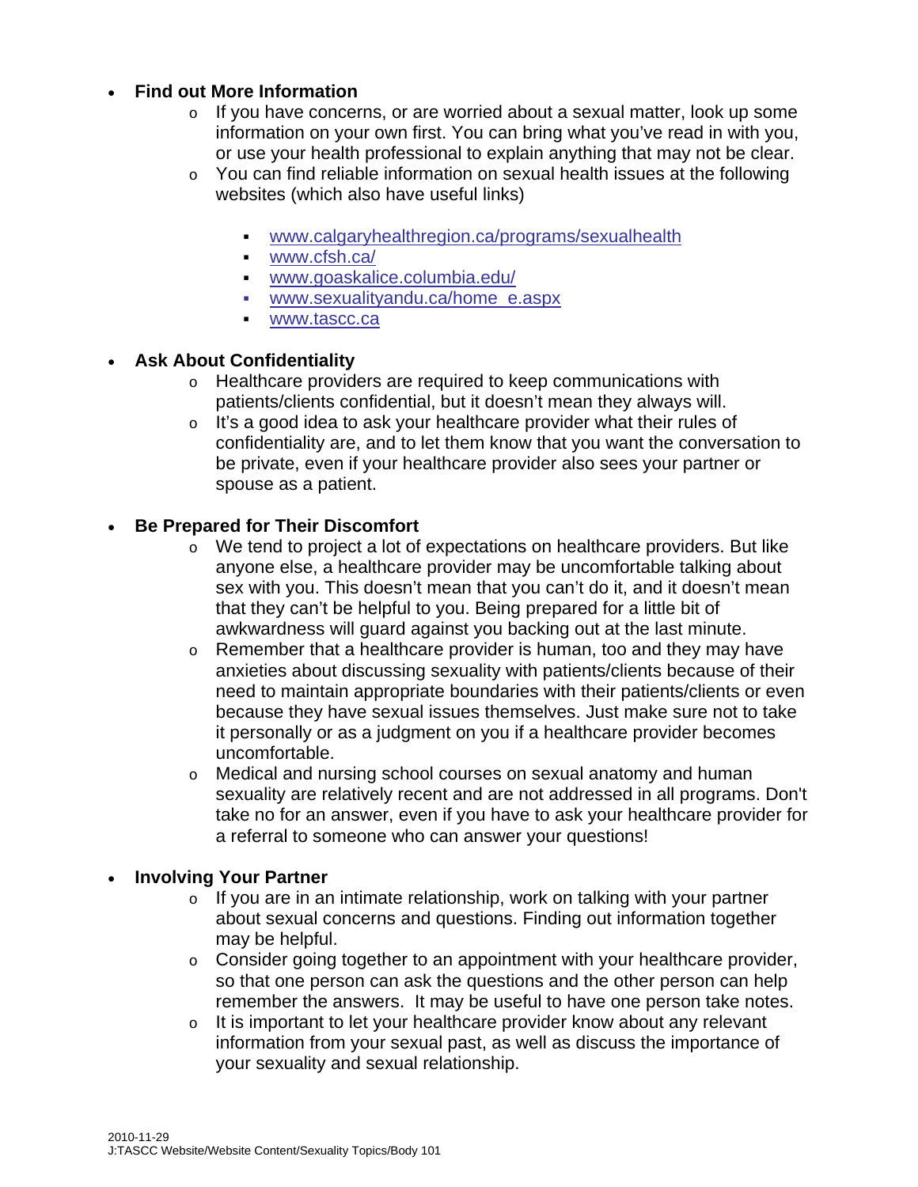- **Find out More Information**
  - If you have concerns, or are worried about a sexual matter, look up some information on your own first. You can bring what you've read in with you, or use your health professional to explain anything that may not be clear.
  - You can find reliable information on sexual health issues at the following websites (which also have useful links)
    - www.calgaryhealthregion.ca/programs/sexualhealth
    - www.cfsh.ca/
    - www.goaskalice.columbia.edu/
    - www.sexualityandu.ca/home_e.aspx
    - www.tascc.ca

- **Ask About Confidentiality**
  - Healthcare providers are required to keep communications with patients/clients confidential, but it doesn't mean they always will.
  - It's a good idea to ask your healthcare provider what their rules of confidentiality are, and to let them know that you want the conversation to be private, even if your healthcare provider also sees your partner or spouse as a patient.

- **Be Prepared for Their Discomfort**
  - We tend to project a lot of expectations on healthcare providers. But like anyone else, a healthcare provider may be uncomfortable talking about sex with you. This doesn't mean that you can't do it, and it doesn't mean that they can't be helpful to you. Being prepared for a little bit of awkwardness will guard against you backing out at the last minute.
  - Remember that a healthcare provider is human, too and they may have anxieties about discussing sexuality with patients/clients because of their need to maintain appropriate boundaries with their patients/clients or even because they have sexual issues themselves. Just make sure not to take it personally or as a judgment on you if a healthcare provider becomes uncomfortable.
  - Medical and nursing school courses on sexual anatomy and human sexuality are relatively recent and are not addressed in all programs. Don't take no for an answer, even if you have to ask your healthcare provider for a referral to someone who can answer your questions!

- **Involving Your Partner**
  - If you are in an intimate relationship, work on talking with your partner about sexual concerns and questions. Finding out information together may be helpful.
  - Consider going together to an appointment with your healthcare provider, so that one person can ask the questions and the other person can help remember the answers. It may be useful to have one person take notes.
  - It is important to let your healthcare provider know about any relevant information from your sexual past, as well as discuss the importance of your sexuality and sexual relationship.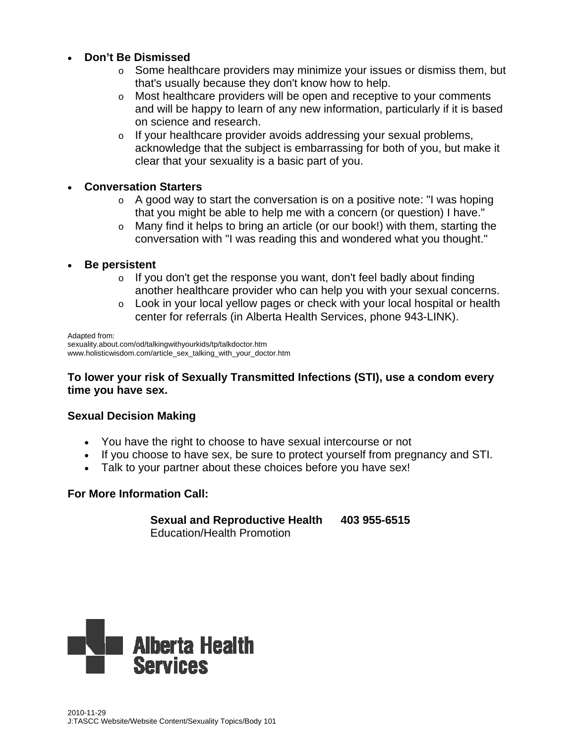- **Don't Be Dismissed**
  - Some healthcare providers may minimize your issues or dismiss them, but that's usually because they don't know how to help.
  - Most healthcare providers will be open and receptive to your comments and will be happy to learn of any new information, particularly if it is based on science and research.
  - If your healthcare provider avoids addressing your sexual problems, acknowledge that the subject is embarrassing for both of you, but make it clear that your sexuality is a basic part of you.

- **Conversation Starters**
  - A good way to start the conversation is on a positive note: "I was hoping that you might be able to help me with a concern (or question) I have."
  - Many find it helps to bring an article (or our book!) with them, starting the conversation with "I was reading this and wondered what you thought."

- **Be persistent**
  - If you don't get the response you want, don't feel badly about finding another healthcare provider who can help you with your sexual concerns.
  - Look in your local yellow pages or check with your local hospital or health center for referrals (in Alberta Health Services, phone 943-LINK).

Adapted from:
sexuality.about.com/od/talkingwithyourkids/tp/talkdoctor.htm
www.holisticwisdom.com/article_sex_talking_with_your_doctor.htm

**To lower your risk of Sexually Transmitted Infections (STI), use a condom every time you have sex.**

**Sexual Decision Making**

- You have the right to choose to have sexual intercourse or not
- If you choose to have sex, be sure to protect yourself from pregnancy and STI.
- Talk to your partner about these choices before you have sex!

**For More Information Call:**

**Sexual and Reproductive Health 403 955-6515**
Education/Health Promotion

Alberta Health Services

2010-11-29
J:TASCC Website/Website Content/Sexuality Topics/Body 101